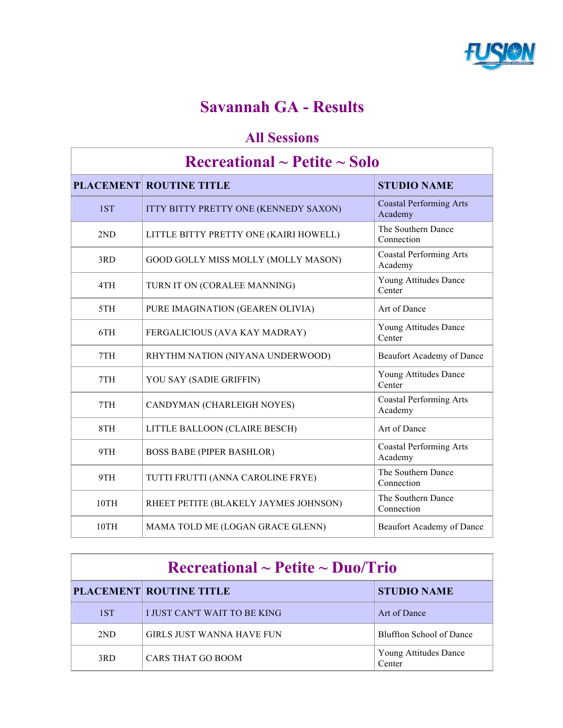# Savannah GA - Results

## All Sessions

### Recreational ~ Petite ~ Solo

| PLACEMENT | ROUTINE TITLE | STUDIO NAME |
|---|---|---|
| 1ST | ITTY BITTY PRETTY ONE (KENNEDY SAXON) | Coastal Performing Arts Academy |
| 2ND | LITTLE BITTY PRETTY ONE (KAIRI HOWELL) | The Southern Dance Connection |
| 3RD | GOOD GOLLY MISS MOLLY (MOLLY MASON) | Coastal Performing Arts Academy |
| 4TH | TURN IT ON (CORALEE MANNING) | Young Attitudes Dance Center |
| 5TH | PURE IMAGINATION (GEAREN OLIVIA) | Art of Dance |
| 6TH | FERGALICIOUS (AVA KAY MADRAY) | Young Attitudes Dance Center |
| 7TH | RHYTHM NATION (NIYANA UNDERWOOD) | Beaufort Academy of Dance |
| 7TH | YOU SAY (SADIE GRIFFIN) | Young Attitudes Dance Center |
| 7TH | CANDYMAN (CHARLEIGH NOYES) | Coastal Performing Arts Academy |
| 8TH | LITTLE BALLOON (CLAIRE BESCH) | Art of Dance |
| 9TH | BOSS BABE (PIPER BASHLOR) | Coastal Performing Arts Academy |
| 9TH | TUTTI FRUTTI (ANNA CAROLINE FRYE) | The Southern Dance Connection |
| 10TH | RHEET PETITE (BLAKELY JAYMES JOHNSON) | The Southern Dance Connection |
| 10TH | MAMA TOLD ME (LOGAN GRACE GLENN) | Beaufort Academy of Dance |

### Recreational ~ Petite ~ Duo/Trio

| PLACEMENT | ROUTINE TITLE | STUDIO NAME |
|---|---|---|
| 1ST | I JUST CAN'T WAIT TO BE KING | Art of Dance |
| 2ND | GIRLS JUST WANNA HAVE FUN | Bluffton School of Dance |
| 3RD | CARS THAT GO BOOM | Young Attitudes Dance Center |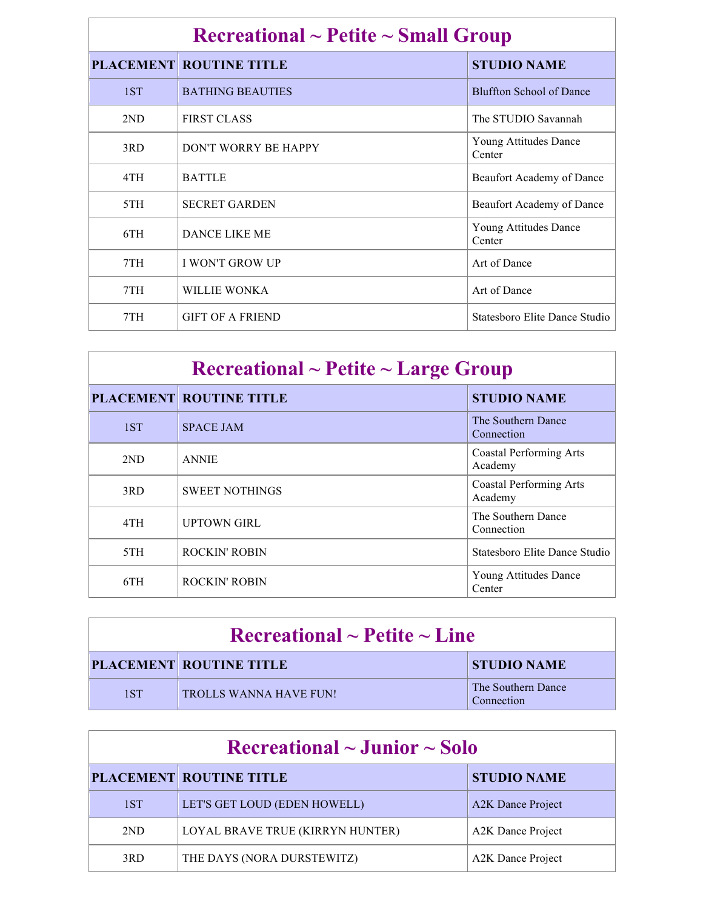## Recreational ~ Petite ~ Small Group

| PLACEMENT | ROUTINE TITLE | STUDIO NAME |
|---|---|---|
| 1ST | BATHING BEAUTIES | Bluffton School of Dance |
| 2ND | FIRST CLASS | The STUDIO Savannah |
| 3RD | DON'T WORRY BE HAPPY | Young Attitudes Dance Center |
| 4TH | BATTLE | Beaufort Academy of Dance |
| 5TH | SECRET GARDEN | Beaufort Academy of Dance |
| 6TH | DANCE LIKE ME | Young Attitudes Dance Center |
| 7TH | I WON'T GROW UP | Art of Dance |
| 7TH | WILLIE WONKA | Art of Dance |
| 7TH | GIFT OF A FRIEND | Statesboro Elite Dance Studio |

## Recreational ~ Petite ~ Large Group

| PLACEMENT | ROUTINE TITLE | STUDIO NAME |
|---|---|---|
| 1ST | SPACE JAM | The Southern Dance Connection |
| 2ND | ANNIE | Coastal Performing Arts Academy |
| 3RD | SWEET NOTHINGS | Coastal Performing Arts Academy |
| 4TH | UPTOWN GIRL | The Southern Dance Connection |
| 5TH | ROCKIN' ROBIN | Statesboro Elite Dance Studio |
| 6TH | ROCKIN' ROBIN | Young Attitudes Dance Center |

## Recreational ~ Petite ~ Line

| PLACEMENT | ROUTINE TITLE | STUDIO NAME |
|---|---|---|
| 1ST | TROLLS WANNA HAVE FUN! | The Southern Dance Connection |

## Recreational ~ Junior ~ Solo

| PLACEMENT | ROUTINE TITLE | STUDIO NAME |
|---|---|---|
| 1ST | LET'S GET LOUD (EDEN HOWELL) | A2K Dance Project |
| 2ND | LOYAL BRAVE TRUE (KIRRYN HUNTER) | A2K Dance Project |
| 3RD | THE DAYS (NORA DURSTEWITZ) | A2K Dance Project |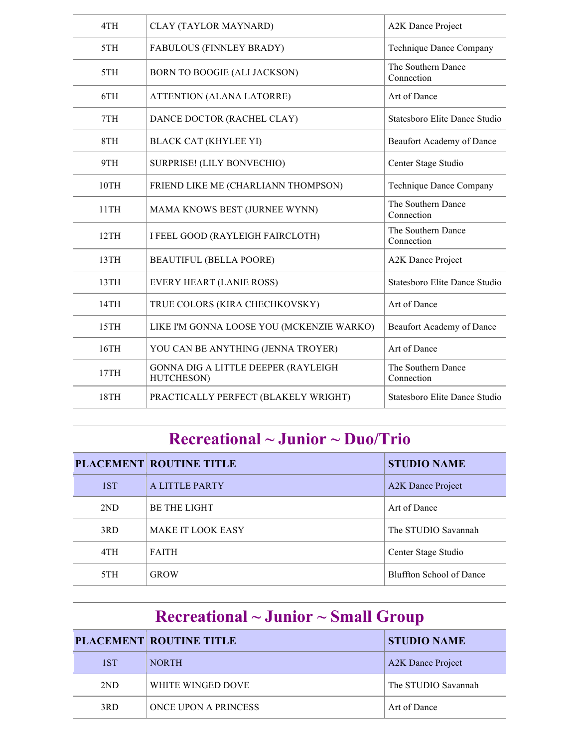| | | |
|---|---|---|
| 4TH | CLAY (TAYLOR MAYNARD) | A2K Dance Project |
| 5TH | FABULOUS (FINNLEY BRADY) | Technique Dance Company |
| 5TH | BORN TO BOOGIE (ALI JACKSON) | The Southern Dance Connection |
| 6TH | ATTENTION (ALANA LATORRE) | Art of Dance |
| 7TH | DANCE DOCTOR (RACHEL CLAY) | Statesboro Elite Dance Studio |
| 8TH | BLACK CAT (KHYLEE YI) | Beaufort Academy of Dance |
| 9TH | SURPRISE! (LILY BONVECHIO) | Center Stage Studio |
| 10TH | FRIEND LIKE ME (CHARLIANN THOMPSON) | Technique Dance Company |
| 11TH | MAMA KNOWS BEST (JURNEE WYNN) | The Southern Dance Connection |
| 12TH | I FEEL GOOD (RAYLEIGH FAIRCLOTH) | The Southern Dance Connection |
| 13TH | BEAUTIFUL (BELLA POORE) | A2K Dance Project |
| 13TH | EVERY HEART (LANIE ROSS) | Statesboro Elite Dance Studio |
| 14TH | TRUE COLORS (KIRA CHECHKOVSKY) | Art of Dance |
| 15TH | LIKE I'M GONNA LOOSE YOU (MCKENZIE WARKO) | Beaufort Academy of Dance |
| 16TH | YOU CAN BE ANYTHING (JENNA TROYER) | Art of Dance |
| 17TH | GONNA DIG A LITTLE DEEPER (RAYLEIGH HUTCHESON) | The Southern Dance Connection |
| 18TH | PRACTICALLY PERFECT (BLAKELY WRIGHT) | Statesboro Elite Dance Studio |

## Recreational ~ Junior ~ Duo/Trio

| PLACEMENT | ROUTINE TITLE | STUDIO NAME |
|---|---|---|
| 1ST | A LITTLE PARTY | A2K Dance Project |
| 2ND | BE THE LIGHT | Art of Dance |
| 3RD | MAKE IT LOOK EASY | The STUDIO Savannah |
| 4TH | FAITH | Center Stage Studio |
| 5TH | GROW | Bluffton School of Dance |

## Recreational ~ Junior ~ Small Group

| PLACEMENT | ROUTINE TITLE | STUDIO NAME |
|---|---|---|
| 1ST | NORTH | A2K Dance Project |
| 2ND | WHITE WINGED DOVE | The STUDIO Savannah |
| 3RD | ONCE UPON A PRINCESS | Art of Dance |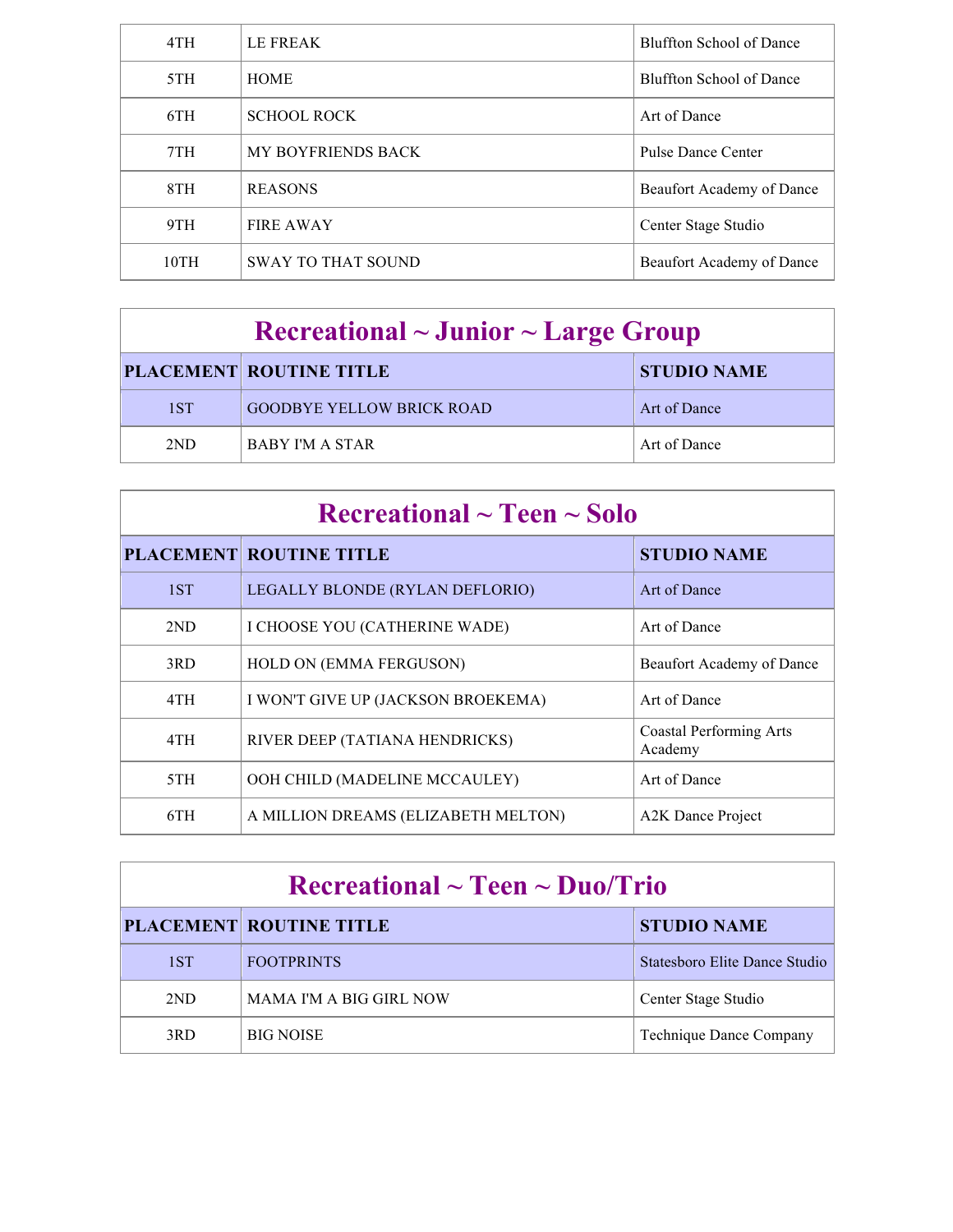| | | |
|---|---|---|
| 4TH | LE FREAK | Bluffton School of Dance |
| 5TH | HOME | Bluffton School of Dance |
| 6TH | SCHOOL ROCK | Art of Dance |
| 7TH | MY BOYFRIENDS BACK | Pulse Dance Center |
| 8TH | REASONS | Beaufort Academy of Dance |
| 9TH | FIRE AWAY | Center Stage Studio |
| 10TH | SWAY TO THAT SOUND | Beaufort Academy of Dance |

## Recreational ~ Junior ~ Large Group

| PLACEMENT | ROUTINE TITLE | STUDIO NAME |
|---|---|---|
| 1ST | GOODBYE YELLOW BRICK ROAD | Art of Dance |
| 2ND | BABY I'M A STAR | Art of Dance |

## Recreational ~ Teen ~ Solo

| PLACEMENT | ROUTINE TITLE | STUDIO NAME |
|---|---|---|
| 1ST | LEGALLY BLONDE (RYLAN DEFLORIO) | Art of Dance |
| 2ND | I CHOOSE YOU (CATHERINE WADE) | Art of Dance |
| 3RD | HOLD ON (EMMA FERGUSON) | Beaufort Academy of Dance |
| 4TH | I WON'T GIVE UP (JACKSON BROEKEMA) | Art of Dance |
| 4TH | RIVER DEEP (TATIANA HENDRICKS) | Coastal Performing Arts Academy |
| 5TH | OOH CHILD (MADELINE MCCAULEY) | Art of Dance |
| 6TH | A MILLION DREAMS (ELIZABETH MELTON) | A2K Dance Project |

## Recreational ~ Teen ~ Duo/Trio

| PLACEMENT | ROUTINE TITLE | STUDIO NAME |
|---|---|---|
| 1ST | FOOTPRINTS | Statesboro Elite Dance Studio |
| 2ND | MAMA I'M A BIG GIRL NOW | Center Stage Studio |
| 3RD | BIG NOISE | Technique Dance Company |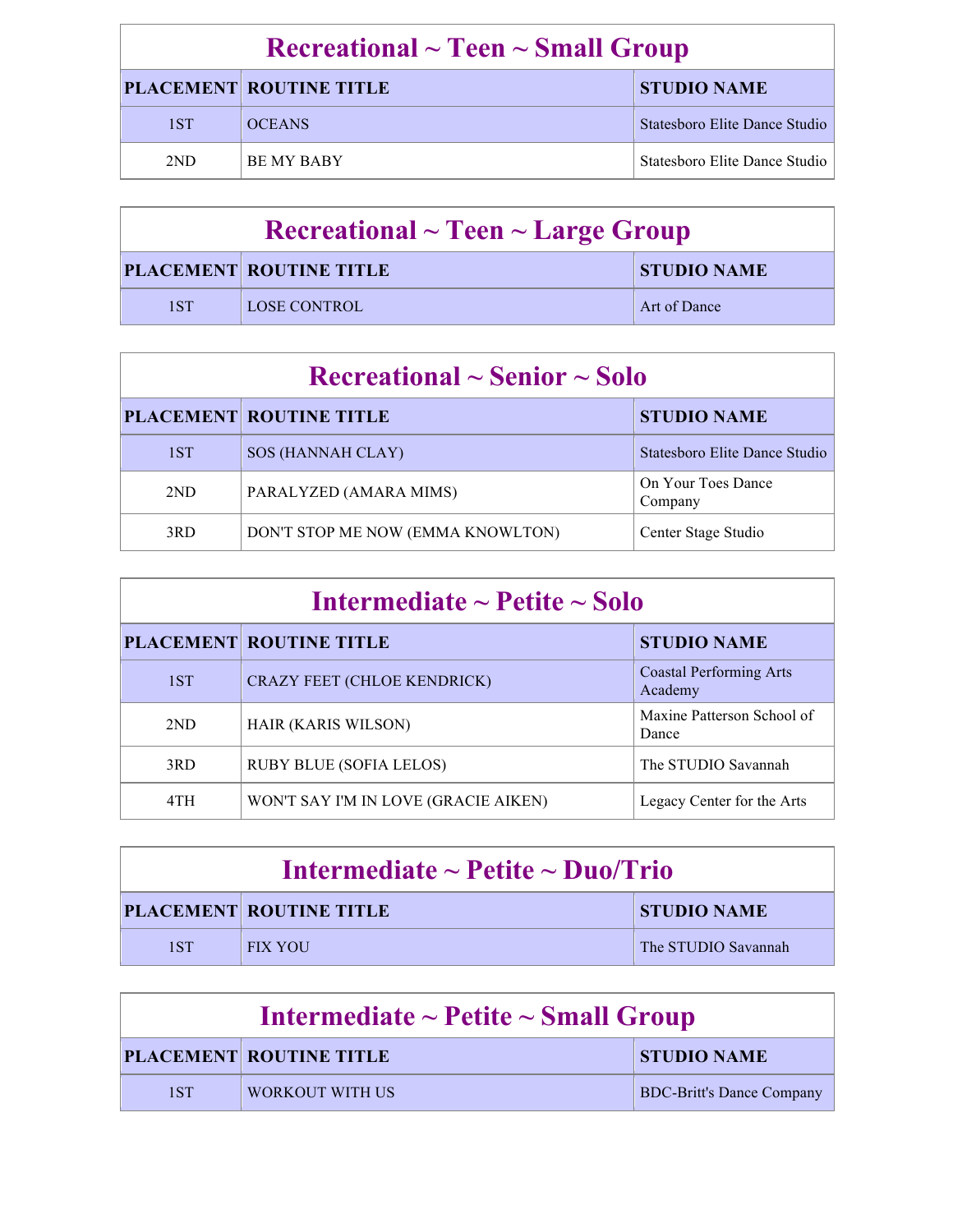## Recreational ~ Teen ~ Small Group

| PLACEMENT | ROUTINE TITLE | STUDIO NAME |
| --- | --- | --- |
| 1ST | OCEANS | Statesboro Elite Dance Studio |
| 2ND | BE MY BABY | Statesboro Elite Dance Studio |

## Recreational ~ Teen ~ Large Group

| PLACEMENT | ROUTINE TITLE | STUDIO NAME |
| --- | --- | --- |
| 1ST | LOSE CONTROL | Art of Dance |

## Recreational ~ Senior ~ Solo

| PLACEMENT | ROUTINE TITLE | STUDIO NAME |
| --- | --- | --- |
| 1ST | SOS (HANNAH CLAY) | Statesboro Elite Dance Studio |
| 2ND | PARALYZED (AMARA MIMS) | On Your Toes Dance Company |
| 3RD | DON'T STOP ME NOW (EMMA KNOWLTON) | Center Stage Studio |

## Intermediate ~ Petite ~ Solo

| PLACEMENT | ROUTINE TITLE | STUDIO NAME |
| --- | --- | --- |
| 1ST | CRAZY FEET (CHLOE KENDRICK) | Coastal Performing Arts Academy |
| 2ND | HAIR (KARIS WILSON) | Maxine Patterson School of Dance |
| 3RD | RUBY BLUE (SOFIA LELOS) | The STUDIO Savannah |
| 4TH | WON'T SAY I'M IN LOVE (GRACIE AIKEN) | Legacy Center for the Arts |

## Intermediate ~ Petite ~ Duo/Trio

| PLACEMENT | ROUTINE TITLE | STUDIO NAME |
| --- | --- | --- |
| 1ST | FIX YOU | The STUDIO Savannah |

## Intermediate ~ Petite ~ Small Group

| PLACEMENT | ROUTINE TITLE | STUDIO NAME |
| --- | --- | --- |
| 1ST | WORKOUT WITH US | BDC-Britt's Dance Company |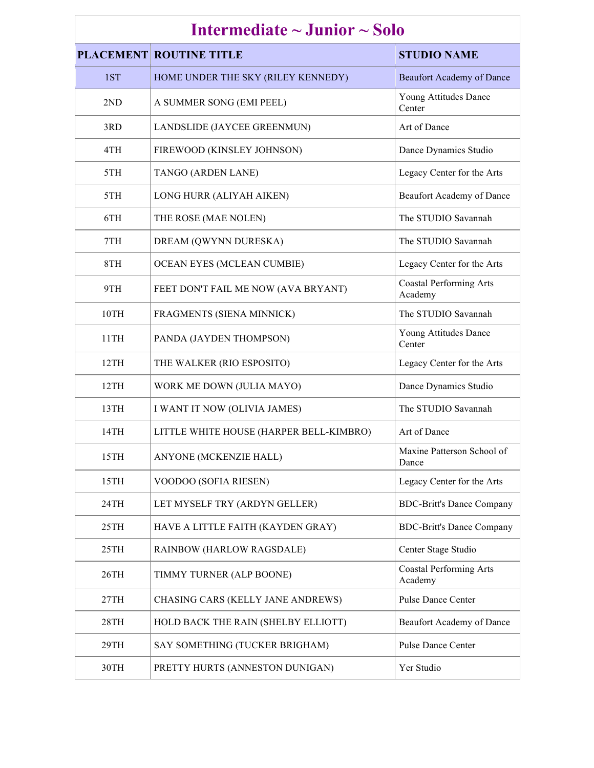# Intermediate ~ Junior ~ Solo

| PLACEMENT | ROUTINE TITLE | STUDIO NAME |
|---|---|---|
| 1ST | HOME UNDER THE SKY (RILEY KENNEDY) | Beaufort Academy of Dance |
| 2ND | A SUMMER SONG (EMI PEEL) | Young Attitudes Dance Center |
| 3RD | LANDSLIDE (JAYCEE GREENMUN) | Art of Dance |
| 4TH | FIREWOOD (KINSLEY JOHNSON) | Dance Dynamics Studio |
| 5TH | TANGO (ARDEN LANE) | Legacy Center for the Arts |
| 5TH | LONG HURR (ALIYAH AIKEN) | Beaufort Academy of Dance |
| 6TH | THE ROSE (MAE NOLEN) | The STUDIO Savannah |
| 7TH | DREAM (QWYNN DURESKA) | The STUDIO Savannah |
| 8TH | OCEAN EYES (MCLEAN CUMBIE) | Legacy Center for the Arts |
| 9TH | FEET DON'T FAIL ME NOW (AVA BRYANT) | Coastal Performing Arts Academy |
| 10TH | FRAGMENTS (SIENA MINNICK) | The STUDIO Savannah |
| 11TH | PANDA (JAYDEN THOMPSON) | Young Attitudes Dance Center |
| 12TH | THE WALKER (RIO ESPOSITO) | Legacy Center for the Arts |
| 12TH | WORK ME DOWN (JULIA MAYO) | Dance Dynamics Studio |
| 13TH | I WANT IT NOW (OLIVIA JAMES) | The STUDIO Savannah |
| 14TH | LITTLE WHITE HOUSE (HARPER BELL-KIMBRO) | Art of Dance |
| 15TH | ANYONE (MCKENZIE HALL) | Maxine Patterson School of Dance |
| 15TH | VOODOO (SOFIA RIESEN) | Legacy Center for the Arts |
| 24TH | LET MYSELF TRY (ARDYN GELLER) | BDC-Britt's Dance Company |
| 25TH | HAVE A LITTLE FAITH (KAYDEN GRAY) | BDC-Britt's Dance Company |
| 25TH | RAINBOW (HARLOW RAGSDALE) | Center Stage Studio |
| 26TH | TIMMY TURNER (ALP BOONE) | Coastal Performing Arts Academy |
| 27TH | CHASING CARS (KELLY JANE ANDREWS) | Pulse Dance Center |
| 28TH | HOLD BACK THE RAIN (SHELBY ELLIOTT) | Beaufort Academy of Dance |
| 29TH | SAY SOMETHING (TUCKER BRIGHAM) | Pulse Dance Center |
| 30TH | PRETTY HURTS (ANNESTON DUNIGAN) | Yer Studio |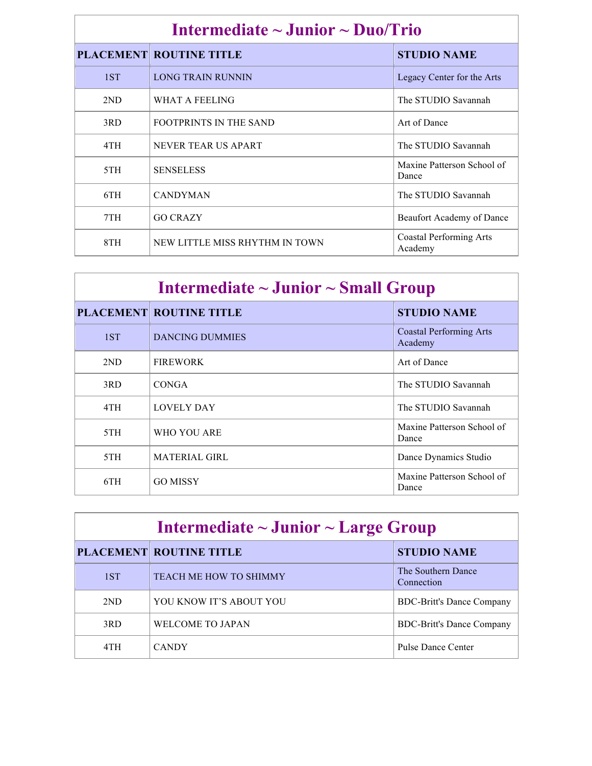## Intermediate ~ Junior ~ Duo/Trio

| PLACEMENT | ROUTINE TITLE | STUDIO NAME |
|---|---|---|
| 1ST | LONG TRAIN RUNNIN | Legacy Center for the Arts |
| 2ND | WHAT A FEELING | The STUDIO Savannah |
| 3RD | FOOTPRINTS IN THE SAND | Art of Dance |
| 4TH | NEVER TEAR US APART | The STUDIO Savannah |
| 5TH | SENSELESS | Maxine Patterson School of Dance |
| 6TH | CANDYMAN | The STUDIO Savannah |
| 7TH | GO CRAZY | Beaufort Academy of Dance |
| 8TH | NEW LITTLE MISS RHYTHM IN TOWN | Coastal Performing Arts Academy |

## Intermediate ~ Junior ~ Small Group

| PLACEMENT | ROUTINE TITLE | STUDIO NAME |
|---|---|---|
| 1ST | DANCING DUMMIES | Coastal Performing Arts Academy |
| 2ND | FIREWORK | Art of Dance |
| 3RD | CONGA | The STUDIO Savannah |
| 4TH | LOVELY DAY | The STUDIO Savannah |
| 5TH | WHO YOU ARE | Maxine Patterson School of Dance |
| 5TH | MATERIAL GIRL | Dance Dynamics Studio |
| 6TH | GO MISSY | Maxine Patterson School of Dance |

## Intermediate ~ Junior ~ Large Group

| PLACEMENT | ROUTINE TITLE | STUDIO NAME |
|---|---|---|
| 1ST | TEACH ME HOW TO SHIMMY | The Southern Dance Connection |
| 2ND | YOU KNOW IT'S ABOUT YOU | BDC-Britt's Dance Company |
| 3RD | WELCOME TO JAPAN | BDC-Britt's Dance Company |
| 4TH | CANDY | Pulse Dance Center |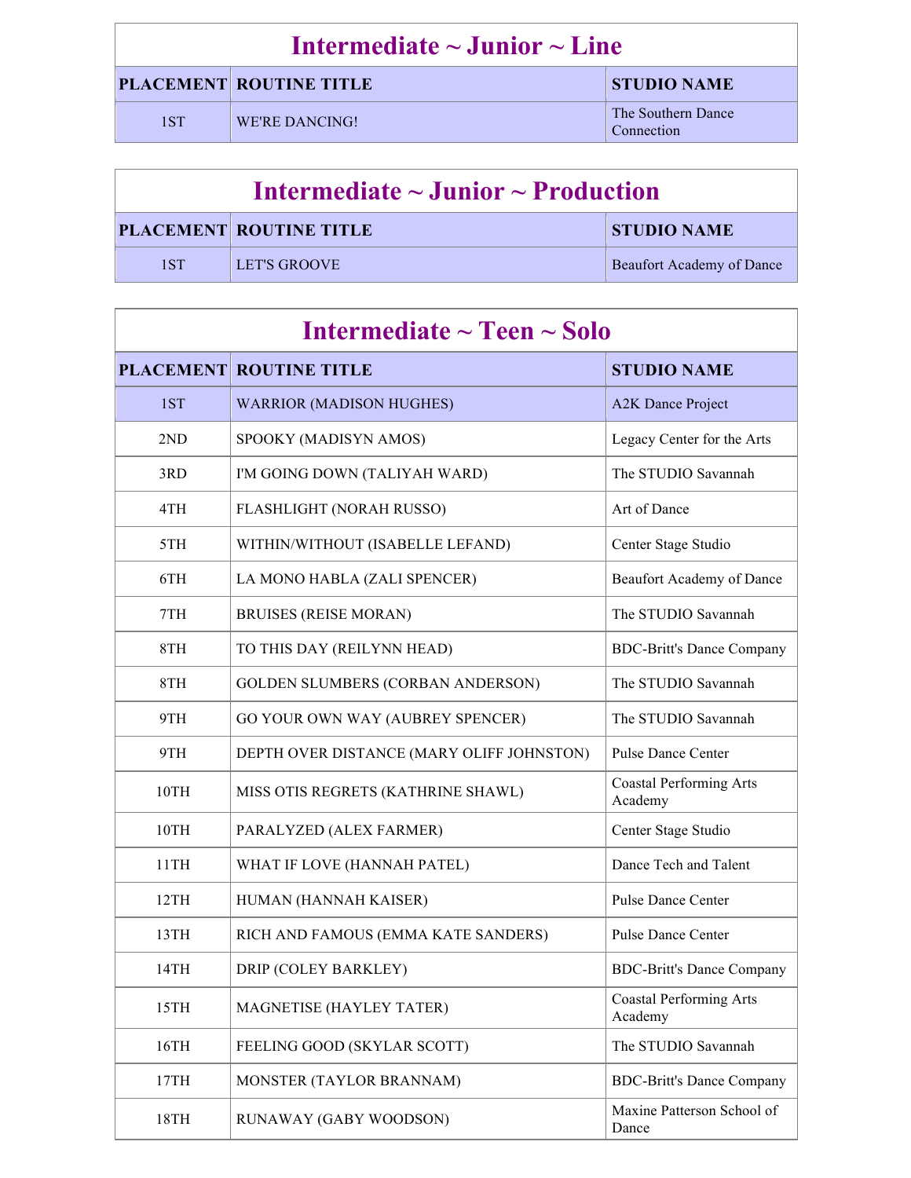## Intermediate ~ Junior ~ Line

| PLACEMENT | ROUTINE TITLE | STUDIO NAME |
|---|---|---|
| 1ST | WE'RE DANCING! | The Southern Dance Connection |

## Intermediate ~ Junior ~ Production

| PLACEMENT | ROUTINE TITLE | STUDIO NAME |
|---|---|---|
| 1ST | LET'S GROOVE | Beaufort Academy of Dance |

## Intermediate ~ Teen ~ Solo

| PLACEMENT | ROUTINE TITLE | STUDIO NAME |
|---|---|---|
| 1ST | WARRIOR (MADISON HUGHES) | A2K Dance Project |
| 2ND | SPOOKY (MADISYN AMOS) | Legacy Center for the Arts |
| 3RD | I'M GOING DOWN (TALIYAH WARD) | The STUDIO Savannah |
| 4TH | FLASHLIGHT (NORAH RUSSO) | Art of Dance |
| 5TH | WITHIN/WITHOUT (ISABELLE LEFAND) | Center Stage Studio |
| 6TH | LA MONO HABLA (ZALI SPENCER) | Beaufort Academy of Dance |
| 7TH | BRUISES (REISE MORAN) | The STUDIO Savannah |
| 8TH | TO THIS DAY (REILYNN HEAD) | BDC-Britt's Dance Company |
| 8TH | GOLDEN SLUMBERS (CORBAN ANDERSON) | The STUDIO Savannah |
| 9TH | GO YOUR OWN WAY (AUBREY SPENCER) | The STUDIO Savannah |
| 9TH | DEPTH OVER DISTANCE (MARY OLIFF JOHNSTON) | Pulse Dance Center |
| 10TH | MISS OTIS REGRETS (KATHRINE SHAWL) | Coastal Performing Arts Academy |
| 10TH | PARALYZED (ALEX FARMER) | Center Stage Studio |
| 11TH | WHAT IF LOVE (HANNAH PATEL) | Dance Tech and Talent |
| 12TH | HUMAN (HANNAH KAISER) | Pulse Dance Center |
| 13TH | RICH AND FAMOUS (EMMA KATE SANDERS) | Pulse Dance Center |
| 14TH | DRIP (COLEY BARKLEY) | BDC-Britt's Dance Company |
| 15TH | MAGNETISE (HAYLEY TATER) | Coastal Performing Arts Academy |
| 16TH | FEELING GOOD (SKYLAR SCOTT) | The STUDIO Savannah |
| 17TH | MONSTER (TAYLOR BRANNAM) | BDC-Britt's Dance Company |
| 18TH | RUNAWAY (GABY WOODSON) | Maxine Patterson School of Dance |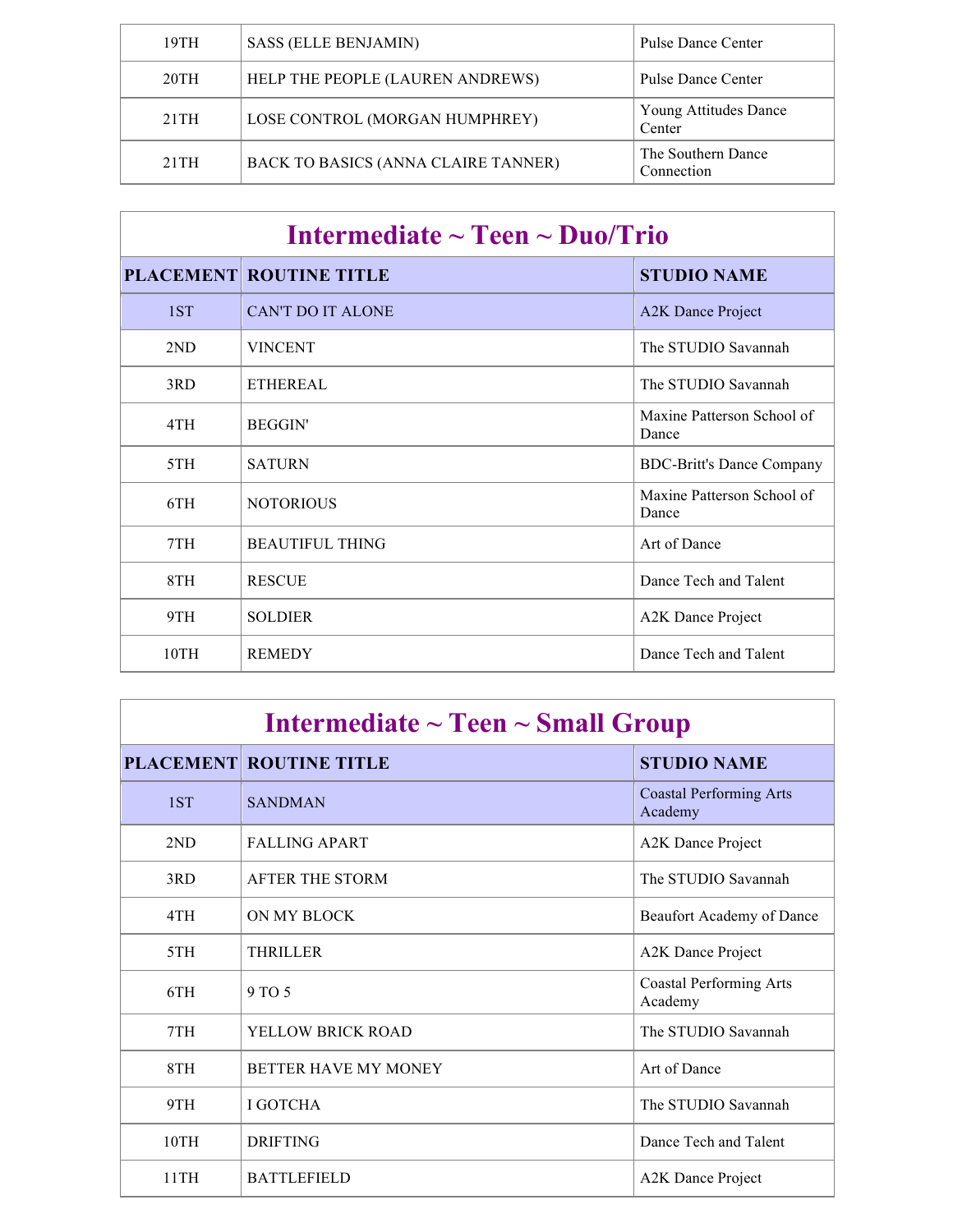| | | |
|---|---|---|
| 19TH | SASS (ELLE BENJAMIN) | Pulse Dance Center |
| 20TH | HELP THE PEOPLE (LAUREN ANDREWS) | Pulse Dance Center |
| 21TH | LOSE CONTROL (MORGAN HUMPHREY) | Young Attitudes Dance Center |
| 21TH | BACK TO BASICS (ANNA CLAIRE TANNER) | The Southern Dance Connection |

## Intermediate ~ Teen ~ Duo/Trio

| PLACEMENT | ROUTINE TITLE | STUDIO NAME |
|---|---|---|
| 1ST | CAN'T DO IT ALONE | A2K Dance Project |
| 2ND | VINCENT | The STUDIO Savannah |
| 3RD | ETHEREAL | The STUDIO Savannah |
| 4TH | BEGGIN' | Maxine Patterson School of Dance |
| 5TH | SATURN | BDC-Britt's Dance Company |
| 6TH | NOTORIOUS | Maxine Patterson School of Dance |
| 7TH | BEAUTIFUL THING | Art of Dance |
| 8TH | RESCUE | Dance Tech and Talent |
| 9TH | SOLDIER | A2K Dance Project |
| 10TH | REMEDY | Dance Tech and Talent |

## Intermediate ~ Teen ~ Small Group

| PLACEMENT | ROUTINE TITLE | STUDIO NAME |
|---|---|---|
| 1ST | SANDMAN | Coastal Performing Arts Academy |
| 2ND | FALLING APART | A2K Dance Project |
| 3RD | AFTER THE STORM | The STUDIO Savannah |
| 4TH | ON MY BLOCK | Beaufort Academy of Dance |
| 5TH | THRILLER | A2K Dance Project |
| 6TH | 9 TO 5 | Coastal Performing Arts Academy |
| 7TH | YELLOW BRICK ROAD | The STUDIO Savannah |
| 8TH | BETTER HAVE MY MONEY | Art of Dance |
| 9TH | I GOTCHA | The STUDIO Savannah |
| 10TH | DRIFTING | Dance Tech and Talent |
| 11TH | BATTLEFIELD | A2K Dance Project |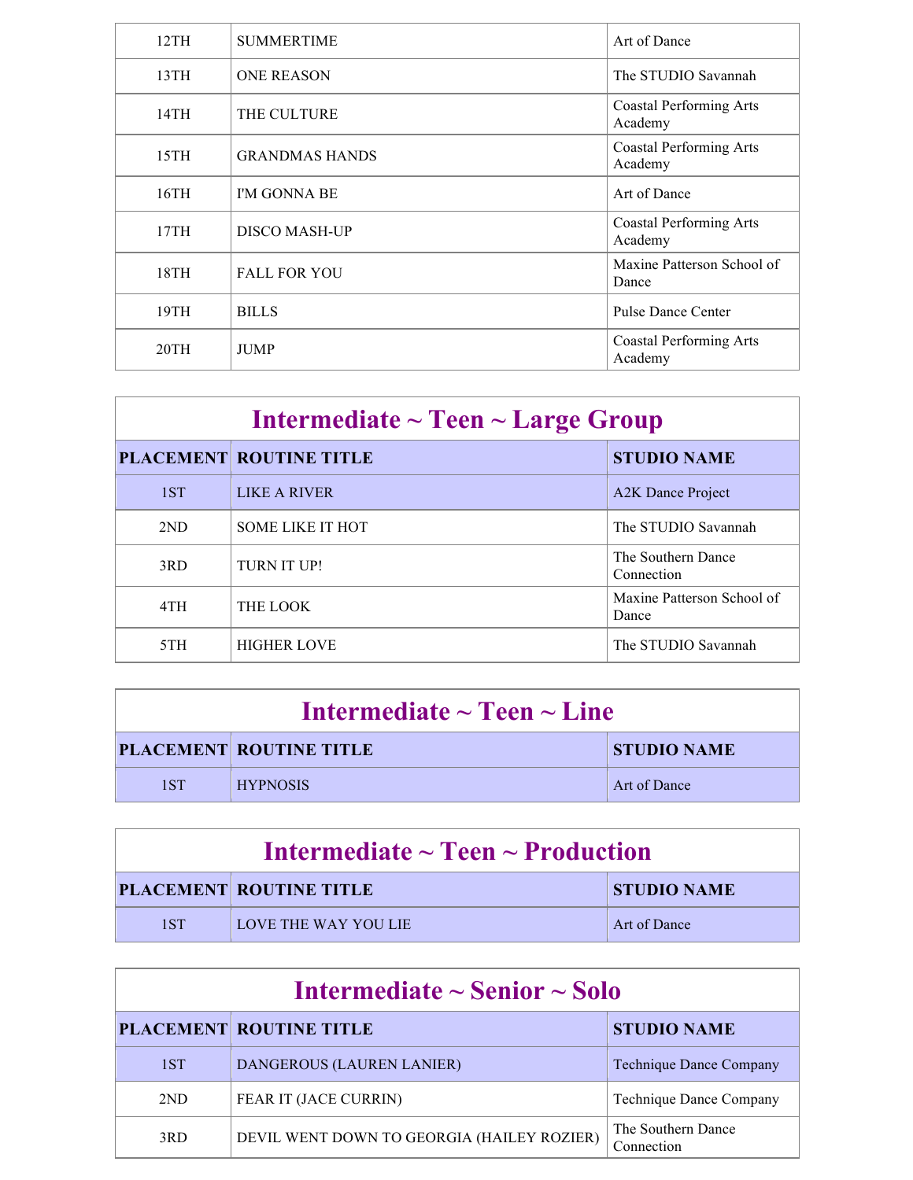| | | |
|---|---|---|
| 12TH | SUMMERTIME | Art of Dance |
| 13TH | ONE REASON | The STUDIO Savannah |
| 14TH | THE CULTURE | Coastal Performing Arts Academy |
| 15TH | GRANDMAS HANDS | Coastal Performing Arts Academy |
| 16TH | I'M GONNA BE | Art of Dance |
| 17TH | DISCO MASH-UP | Coastal Performing Arts Academy |
| 18TH | FALL FOR YOU | Maxine Patterson School of Dance |
| 19TH | BILLS | Pulse Dance Center |
| 20TH | JUMP | Coastal Performing Arts Academy |

## Intermediate ~ Teen ~ Large Group

| PLACEMENT | ROUTINE TITLE | STUDIO NAME |
|---|---|---|
| 1ST | LIKE A RIVER | A2K Dance Project |
| 2ND | SOME LIKE IT HOT | The STUDIO Savannah |
| 3RD | TURN IT UP! | The Southern Dance Connection |
| 4TH | THE LOOK | Maxine Patterson School of Dance |
| 5TH | HIGHER LOVE | The STUDIO Savannah |

## Intermediate ~ Teen ~ Line

| PLACEMENT | ROUTINE TITLE | STUDIO NAME |
|---|---|---|
| 1ST | HYPNOSIS | Art of Dance |

## Intermediate ~ Teen ~ Production

| PLACEMENT | ROUTINE TITLE | STUDIO NAME |
|---|---|---|
| 1ST | LOVE THE WAY YOU LIE | Art of Dance |

## Intermediate ~ Senior ~ Solo

| PLACEMENT | ROUTINE TITLE | STUDIO NAME |
|---|---|---|
| 1ST | DANGEROUS (LAUREN LANIER) | Technique Dance Company |
| 2ND | FEAR IT (JACE CURRIN) | Technique Dance Company |
| 3RD | DEVIL WENT DOWN TO GEORGIA (HAILEY ROZIER) | The Southern Dance Connection |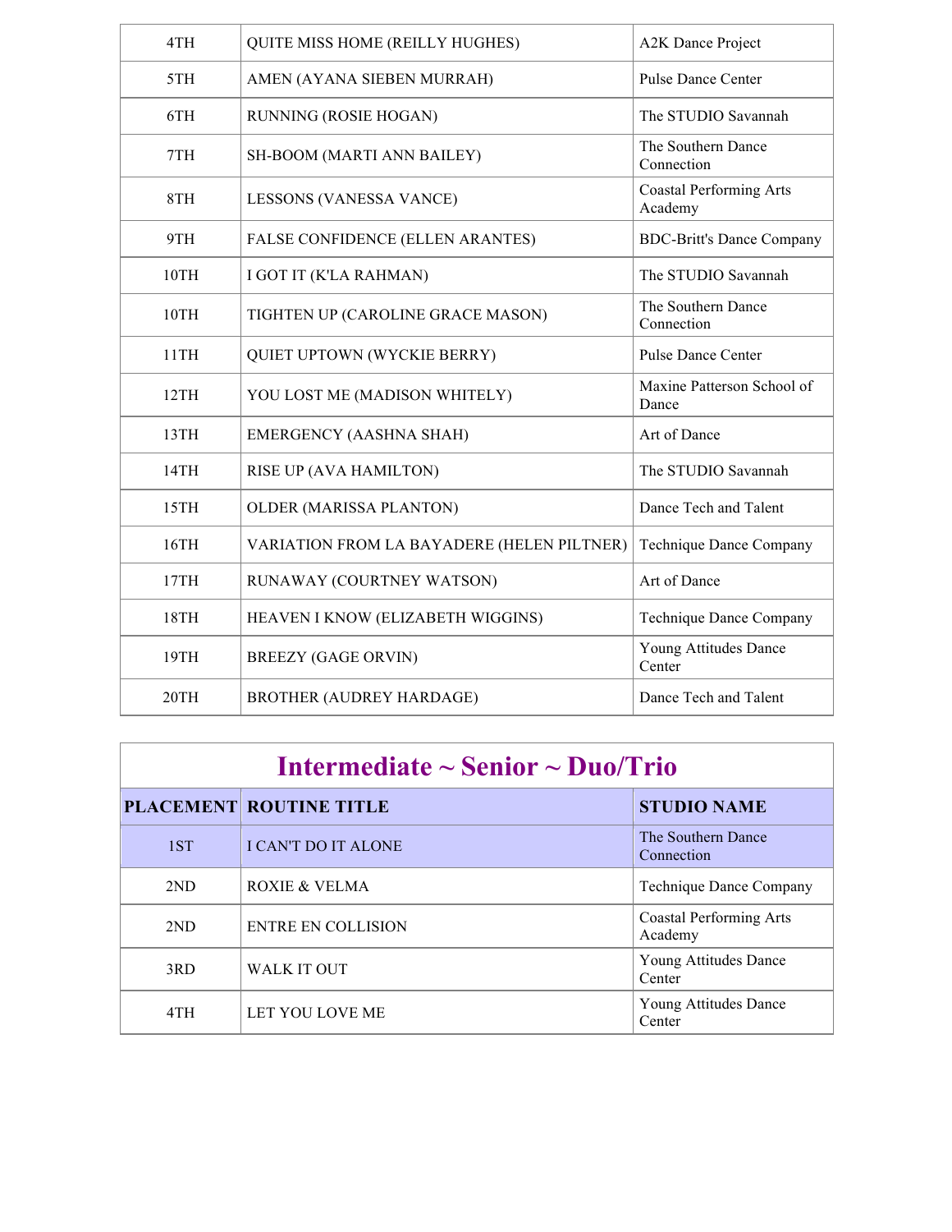| | | |
|---|---|---|
| 4TH | QUITE MISS HOME (REILLY HUGHES) | A2K Dance Project |
| 5TH | AMEN (AYANA SIEBEN MURRAH) | Pulse Dance Center |
| 6TH | RUNNING (ROSIE HOGAN) | The STUDIO Savannah |
| 7TH | SH-BOOM (MARTI ANN BAILEY) | The Southern Dance Connection |
| 8TH | LESSONS (VANESSA VANCE) | Coastal Performing Arts Academy |
| 9TH | FALSE CONFIDENCE (ELLEN ARANTES) | BDC-Britt's Dance Company |
| 10TH | I GOT IT (K'LA RAHMAN) | The STUDIO Savannah |
| 10TH | TIGHTEN UP (CAROLINE GRACE MASON) | The Southern Dance Connection |
| 11TH | QUIET UPTOWN (WYCKIE BERRY) | Pulse Dance Center |
| 12TH | YOU LOST ME (MADISON WHITELY) | Maxine Patterson School of Dance |
| 13TH | EMERGENCY (AASHNA SHAH) | Art of Dance |
| 14TH | RISE UP (AVA HAMILTON) | The STUDIO Savannah |
| 15TH | OLDER (MARISSA PLANTON) | Dance Tech and Talent |
| 16TH | VARIATION FROM LA BAYADERE (HELEN PILTNER) | Technique Dance Company |
| 17TH | RUNAWAY (COURTNEY WATSON) | Art of Dance |
| 18TH | HEAVEN I KNOW (ELIZABETH WIGGINS) | Technique Dance Company |
| 19TH | BREEZY (GAGE ORVIN) | Young Attitudes Dance Center |
| 20TH | BROTHER (AUDREY HARDAGE) | Dance Tech and Talent |

## Intermediate ~ Senior ~ Duo/Trio

| PLACEMENT | ROUTINE TITLE | STUDIO NAME |
|---|---|---|
| 1ST | I CAN'T DO IT ALONE | The Southern Dance Connection |
| 2ND | ROXIE & VELMA | Technique Dance Company |
| 2ND | ENTRE EN COLLISION | Coastal Performing Arts Academy |
| 3RD | WALK IT OUT | Young Attitudes Dance Center |
| 4TH | LET YOU LOVE ME | Young Attitudes Dance Center |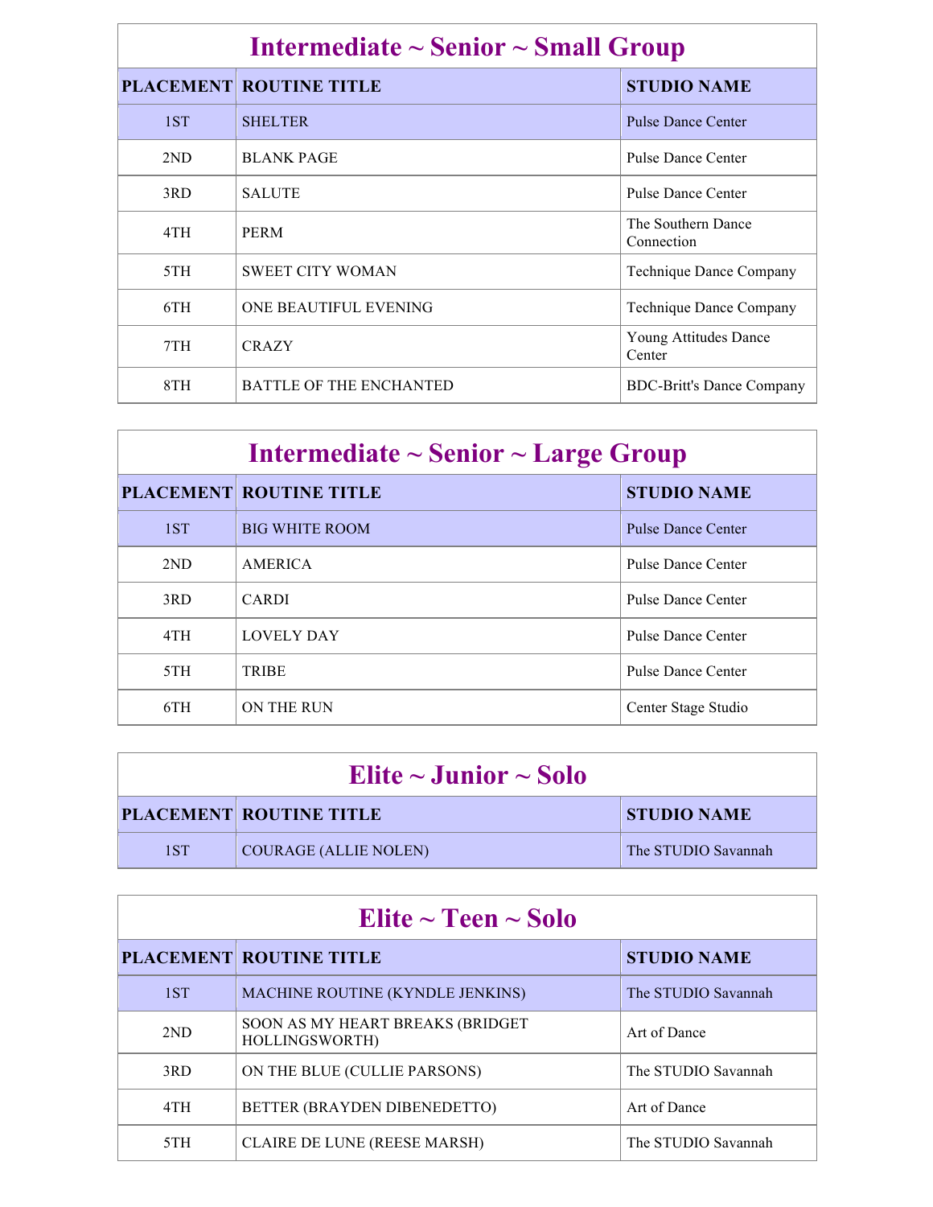## Intermediate ~ Senior ~ Small Group

| PLACEMENT | ROUTINE TITLE | STUDIO NAME |
|---|---|---|
| 1ST | SHELTER | Pulse Dance Center |
| 2ND | BLANK PAGE | Pulse Dance Center |
| 3RD | SALUTE | Pulse Dance Center |
| 4TH | PERM | The Southern Dance Connection |
| 5TH | SWEET CITY WOMAN | Technique Dance Company |
| 6TH | ONE BEAUTIFUL EVENING | Technique Dance Company |
| 7TH | CRAZY | Young Attitudes Dance Center |
| 8TH | BATTLE OF THE ENCHANTED | BDC-Britt's Dance Company |

## Intermediate ~ Senior ~ Large Group

| PLACEMENT | ROUTINE TITLE | STUDIO NAME |
|---|---|---|
| 1ST | BIG WHITE ROOM | Pulse Dance Center |
| 2ND | AMERICA | Pulse Dance Center |
| 3RD | CARDI | Pulse Dance Center |
| 4TH | LOVELY DAY | Pulse Dance Center |
| 5TH | TRIBE | Pulse Dance Center |
| 6TH | ON THE RUN | Center Stage Studio |

## Elite ~ Junior ~ Solo

| PLACEMENT | ROUTINE TITLE | STUDIO NAME |
|---|---|---|
| 1ST | COURAGE (ALLIE NOLEN) | The STUDIO Savannah |

## Elite ~ Teen ~ Solo

| PLACEMENT | ROUTINE TITLE | STUDIO NAME |
|---|---|---|
| 1ST | MACHINE ROUTINE (KYNDLE JENKINS) | The STUDIO Savannah |
| 2ND | SOON AS MY HEART BREAKS (BRIDGET HOLLINGSWORTH) | Art of Dance |
| 3RD | ON THE BLUE (CULLIE PARSONS) | The STUDIO Savannah |
| 4TH | BETTER (BRAYDEN DIBENEDETTO) | Art of Dance |
| 5TH | CLAIRE DE LUNE (REESE MARSH) | The STUDIO Savannah |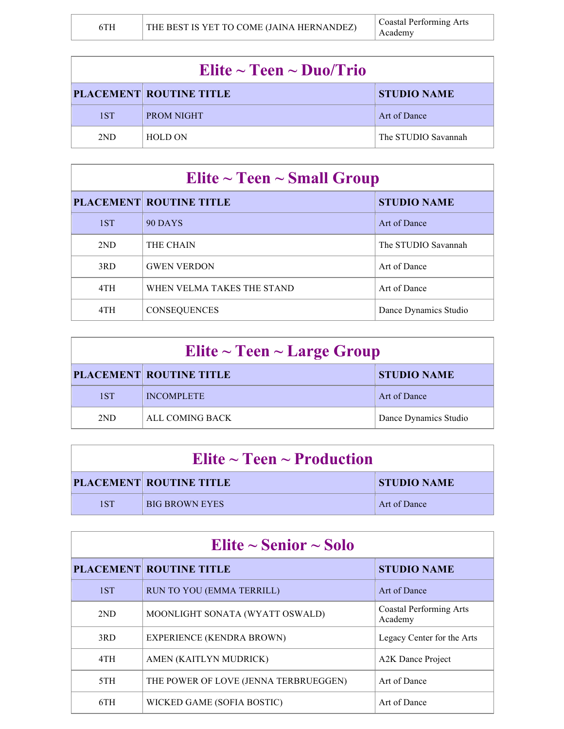| | | |
|---|---|---|
| 6TH | THE BEST IS YET TO COME (JAINA HERNANDEZ) | Coastal Performing Arts Academy |

## Elite ~ Teen ~ Duo/Trio

| PLACEMENT | ROUTINE TITLE | STUDIO NAME |
|---|---|---|
| 1ST | PROM NIGHT | Art of Dance |
| 2ND | HOLD ON | The STUDIO Savannah |

## Elite ~ Teen ~ Small Group

| PLACEMENT | ROUTINE TITLE | STUDIO NAME |
|---|---|---|
| 1ST | 90 DAYS | Art of Dance |
| 2ND | THE CHAIN | The STUDIO Savannah |
| 3RD | GWEN VERDON | Art of Dance |
| 4TH | WHEN VELMA TAKES THE STAND | Art of Dance |
| 4TH | CONSEQUENCES | Dance Dynamics Studio |

## Elite ~ Teen ~ Large Group

| PLACEMENT | ROUTINE TITLE | STUDIO NAME |
|---|---|---|
| 1ST | INCOMPLETE | Art of Dance |
| 2ND | ALL COMING BACK | Dance Dynamics Studio |

## Elite ~ Teen ~ Production

| PLACEMENT | ROUTINE TITLE | STUDIO NAME |
|---|---|---|
| 1ST | BIG BROWN EYES | Art of Dance |

## Elite ~ Senior ~ Solo

| PLACEMENT | ROUTINE TITLE | STUDIO NAME |
|---|---|---|
| 1ST | RUN TO YOU (EMMA TERRILL) | Art of Dance |
| 2ND | MOONLIGHT SONATA (WYATT OSWALD) | Coastal Performing Arts Academy |
| 3RD | EXPERIENCE (KENDRA BROWN) | Legacy Center for the Arts |
| 4TH | AMEN (KAITLYN MUDRICK) | A2K Dance Project |
| 5TH | THE POWER OF LOVE (JENNA TERBRUEGGEN) | Art of Dance |
| 6TH | WICKED GAME (SOFIA BOSTIC) | Art of Dance |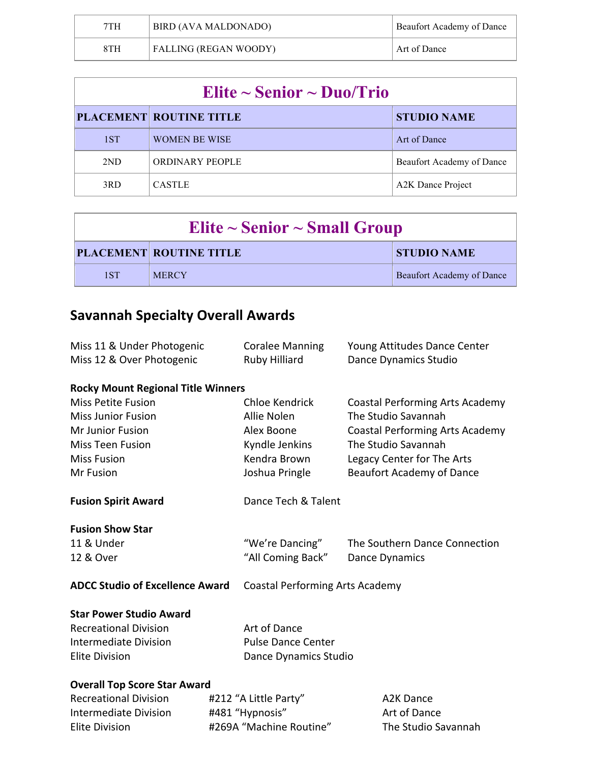| | | |
|---|---|---|
| 7TH | BIRD (AVA MALDONADO) | Beaufort Academy of Dance |
| 8TH | FALLING (REGAN WOODY) | Art of Dance |

## Elite ~ Senior ~ Duo/Trio

| PLACEMENT | ROUTINE TITLE | STUDIO NAME |
|---|---|---|
| 1ST | WOMEN BE WISE | Art of Dance |
| 2ND | ORDINARY PEOPLE | Beaufort Academy of Dance |
| 3RD | CASTLE | A2K Dance Project |

## Elite ~ Senior ~ Small Group

| PLACEMENT | ROUTINE TITLE | STUDIO NAME |
|---|---|---|
| 1ST | MERCY | Beaufort Academy of Dance |

## Savannah Specialty Overall Awards

Miss 11 & Under Photogenic — Coralee Manning — Young Attitudes Dance Center
Miss 12 & Over Photogenic — Ruby Hilliard — Dance Dynamics Studio

**Rocky Mount Regional Title Winners**

Miss Petite Fusion — Chloe Kendrick — Coastal Performing Arts Academy
Miss Junior Fusion — Allie Nolen — The Studio Savannah
Mr Junior Fusion — Alex Boone — Coastal Performing Arts Academy
Miss Teen Fusion — Kyndle Jenkins — The Studio Savannah
Miss Fusion — Kendra Brown — Legacy Center for The Arts
Mr Fusion — Joshua Pringle — Beaufort Academy of Dance

**Fusion Spirit Award** — Dance Tech & Talent

**Fusion Show Star**

11 & Under — "We're Dancing" — The Southern Dance Connection
12 & Over — "All Coming Back" — Dance Dynamics

**ADCC Studio of Excellence Award** — Coastal Performing Arts Academy

**Star Power Studio Award**

Recreational Division — Art of Dance
Intermediate Division — Pulse Dance Center
Elite Division — Dance Dynamics Studio

**Overall Top Score Star Award**

Recreational Division — #212 "A Little Party" — A2K Dance
Intermediate Division — #481 "Hypnosis" — Art of Dance
Elite Division — #269A "Machine Routine" — The Studio Savannah